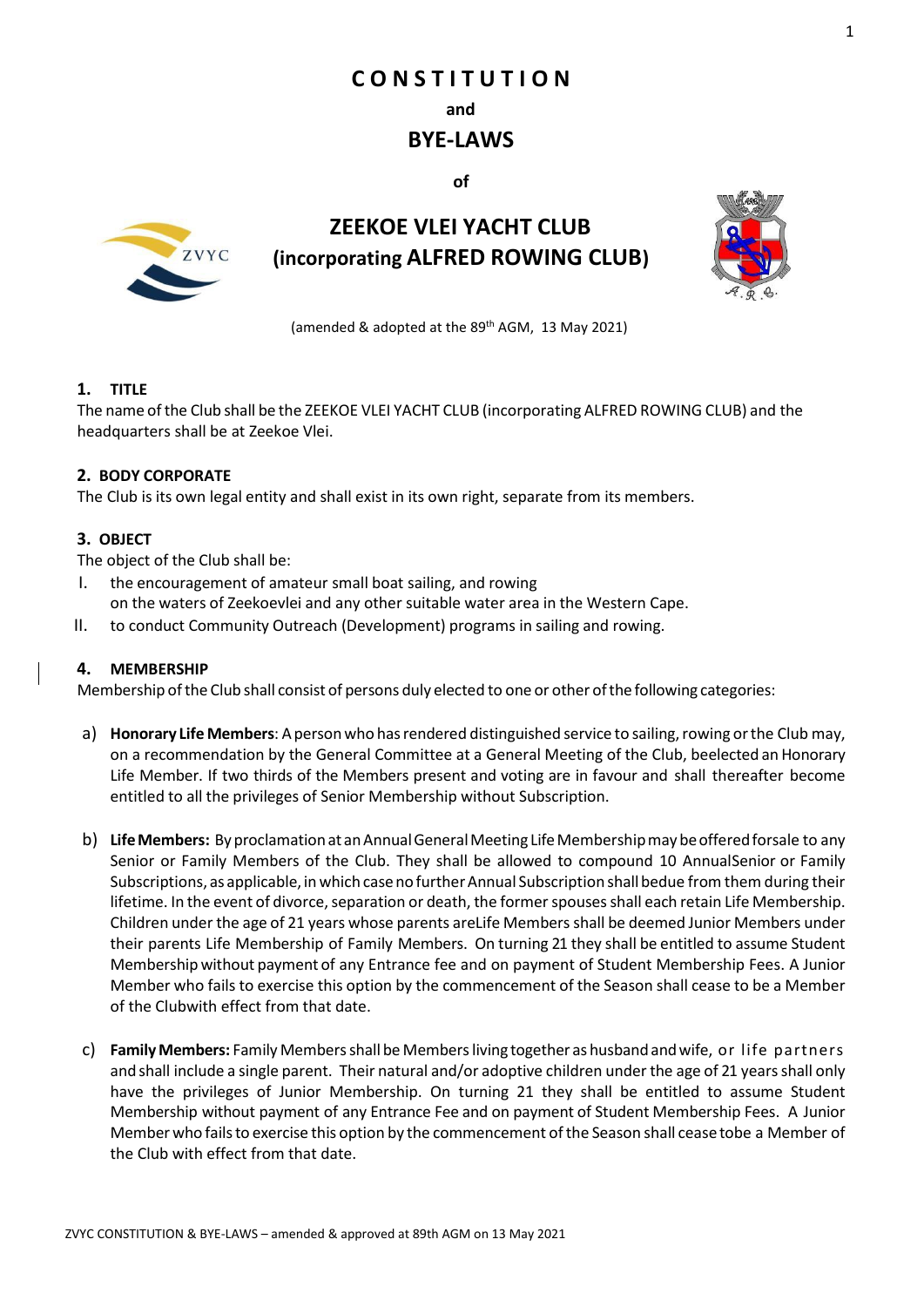# CONSTITUTION

**and**

## BYE-LAWS

**of**

## ZEEKOE VLEI YACHT CLUB (incorporating ALFRED ROWING CLUB)

(amended & adopted at the 89th AGM, 13 May 2021)

### 1. TITLE

The name of the Club shall be the ZEEKOE VLEI YACHT CLUB (incorporating ALFRED ROWING CLUB) and the headquarters shall be at Zeekoe Vlei.

### 2. BODY CORPORATE

The Club is its own legal entity and shall exist in its own right, separate from its members.

### 3. OBJECT

The object of the Club shall be:

I. the encouragement of amateur small boat sailing, and rowing on the waters of Zeekoevlei and any other suitable water area in the Western Cape.

II. to conduct Community Outreach (Development) programs in sailing and rowing.

### 4. MEMBERSHIP

Membership of the Club shall consist of persons duly elected to one or other of the following categories:

a) **Honorary Life Members**: A person who has rendered distinguished service to sailing, rowing or the Club may, on a recommendation by the General Committee at a General Meeting of the Club, beelected an Honorary Life Member. If two thirds of the Members present and voting are in favour and shall thereafter become entitled to all the privileges of Senior Membership without Subscription.

b) **Life Members:** By proclamation at an Annual General Meeting Life Membership may be offered forsale to any Senior or Family Members of the Club. They shall be allowed to compound 10 AnnualSenior or Family Subscriptions, as applicable, in which case no further Annual Subscription shall bedue from them during their lifetime. In the event of divorce, separation or death, the former spouses shall each retain Life Membership. Children under the age of 21 years whose parents areLife Members shall be deemed Junior Members under their parents Life Membership of Family Members. On turning 21 they shall be entitled to assume Student Membership without payment of any Entrance fee and on payment of Student Membership Fees. A Junior Member who fails to exercise this option by the commencement of the Season shall cease to be a Member of the Clubwith effect from that date.

c) **Family Members:** Family Members shall be Members living together as husband and wife, or life partners and shall include a single parent. Their natural and/or adoptive children under the age of 21 years shall only have the privileges of Junior Membership. On turning 21 they shall be entitled to assume Student Membership without payment of any Entrance Fee and on payment of Student Membership Fees. A Junior Member who fails to exercise this option by the commencement of the Season shall cease tobe a Member of the Club with effect from that date.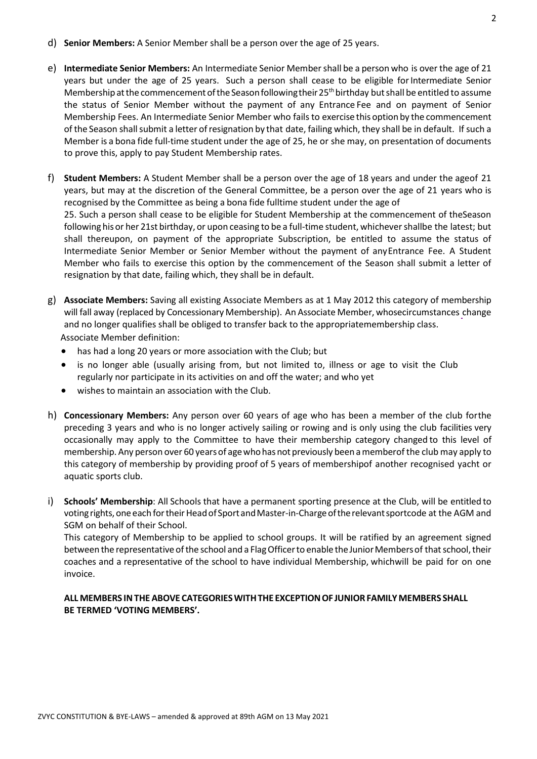d) **Senior Members:** A Senior Member shall be a person over the age of 25 years.

e) **Intermediate Senior Members:** An Intermediate Senior Member shall be a person who is over the age of 21 years but under the age of 25 years. Such a person shall cease to be eligible for Intermediate Senior Membership at the commencement of the Season following their 25th birthday but shall be entitled to assume the status of Senior Member without the payment of any Entrance Fee and on payment of Senior Membership Fees. An Intermediate Senior Member who fails to exercise this option by the commencement of the Season shall submit a letter of resignation by that date, failing which, they shall be in default. If such a Member is a bona fide full-time student under the age of 25, he or she may, on presentation of documents to prove this, apply to pay Student Membership rates.

f) **Student Members:** A Student Member shall be a person over the age of 18 years and under the ageof 21 years, but may at the discretion of the General Committee, be a person over the age of 21 years who is recognised by the Committee as being a bona fide fulltime student under the age of 25. Such a person shall cease to be eligible for Student Membership at the commencement of theSeason following his or her 21st birthday, or upon ceasing to be a full-time student, whichever shallbe the latest; but shall thereupon, on payment of the appropriate Subscription, be entitled to assume the status of Intermediate Senior Member or Senior Member without the payment of anyEntrance Fee. A Student Member who fails to exercise this option by the commencement of the Season shall submit a letter of resignation by that date, failing which, they shall be in default.

g) **Associate Members:** Saving all existing Associate Members as at 1 May 2012 this category of membership will fall away (replaced by Concessionary Membership). An Associate Member, whosecircumstances change and no longer qualifies shall be obliged to transfer back to the appropriatemembership class.
Associate Member definition:
- has had a long 20 years or more association with the Club; but
- is no longer able (usually arising from, but not limited to, illness or age to visit the Club regularly nor participate in its activities on and off the water; and who yet
- wishes to maintain an association with the Club.

h) **Concessionary Members:** Any person over 60 years of age who has been a member of the club forthe preceding 3 years and who is no longer actively sailing or rowing and is only using the club facilities very occasionally may apply to the Committee to have their membership category changed to this level of membership. Any person over 60 years of age who has not previously been a memberof the club may apply to this category of membership by providing proof of 5 years of membershipof another recognised yacht or aquatic sports club.

i) **Schools' Membership**: All Schools that have a permanent sporting presence at the Club, will be entitled to voting rights, one each for their Head of Sport and Master-in-Charge of the relevant sportcode at the AGM and SGM on behalf of their School.
This category of Membership to be applied to school groups. It will be ratified by an agreement signed between the representative of the school and a Flag Officer to enable the Junior Members of that school, their coaches and a representative of the school to have individual Membership, whichwill be paid for on one invoice.

**ALL MEMBERS IN THE ABOVE CATEGORIES WITH THE EXCEPTION OF JUNIOR FAMILY MEMBERS SHALL BE TERMED 'VOTING MEMBERS'.**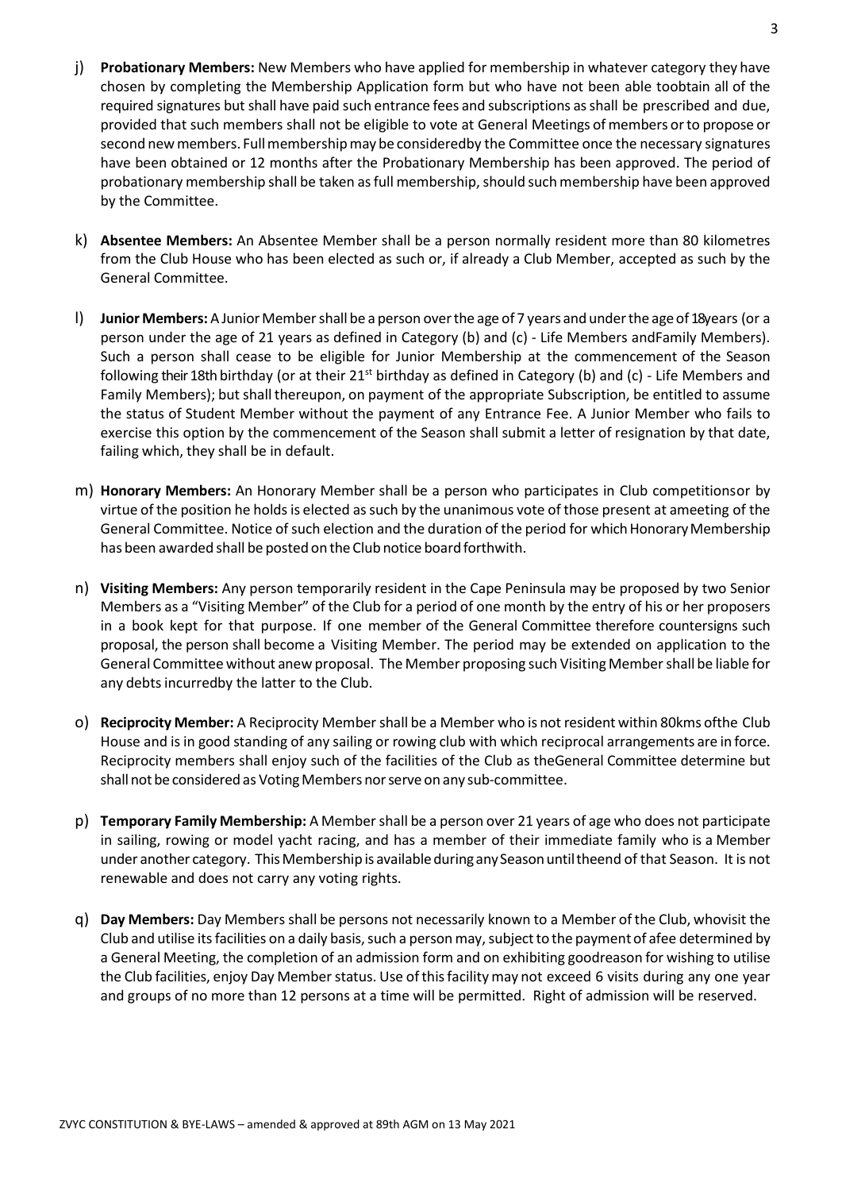j) **Probationary Members:** New Members who have applied for membership in whatever category they have chosen by completing the Membership Application form but who have not been able toobtain all of the required signatures but shall have paid such entrance fees and subscriptions as shall be prescribed and due, provided that such members shall not be eligible to vote at General Meetings of members or to propose or second new members. Full membership may be consideredby the Committee once the necessary signatures have been obtained or 12 months after the Probationary Membership has been approved. The period of probationary membership shall be taken as full membership, should such membership have been approved by the Committee.

k) **Absentee Members:** An Absentee Member shall be a person normally resident more than 80 kilometres from the Club House who has been elected as such or, if already a Club Member, accepted as such by the General Committee.

l) **Junior Members:** A Junior Member shall be a person over the age of 7 years and under the age of 18years (or a person under the age of 21 years as defined in Category (b) and (c) - Life Members andFamily Members). Such a person shall cease to be eligible for Junior Membership at the commencement of the Season following their 18th birthday (or at their 21st birthday as defined in Category (b) and (c) - Life Members and Family Members); but shall thereupon, on payment of the appropriate Subscription, be entitled to assume the status of Student Member without the payment of any Entrance Fee. A Junior Member who fails to exercise this option by the commencement of the Season shall submit a letter of resignation by that date, failing which, they shall be in default.

m) **Honorary Members:** An Honorary Member shall be a person who participates in Club competitionsor by virtue of the position he holds is elected as such by the unanimous vote of those present at ameeting of the General Committee. Notice of such election and the duration of the period for which Honorary Membership has been awarded shall be posted on the Club notice board forthwith.

n) **Visiting Members:** Any person temporarily resident in the Cape Peninsula may be proposed by two Senior Members as a "Visiting Member" of the Club for a period of one month by the entry of his or her proposers in a book kept for that purpose. If one member of the General Committee therefore countersigns such proposal, the person shall become a Visiting Member. The period may be extended on application to the General Committee without anew proposal. The Member proposing such Visiting Member shall be liable for any debts incurredby the latter to the Club.

o) **Reciprocity Member:** A Reciprocity Member shall be a Member who is not resident within 80kms ofthe Club House and is in good standing of any sailing or rowing club with which reciprocal arrangements are in force. Reciprocity members shall enjoy such of the facilities of the Club as theGeneral Committee determine but shall not be considered as Voting Members nor serve on any sub-committee.

p) **Temporary Family Membership:** A Member shall be a person over 21 years of age who does not participate in sailing, rowing or model yacht racing, and has a member of their immediate family who is a Member under another category. This Membership is available during any Season until theend of that Season. It is not renewable and does not carry any voting rights.

q) **Day Members:** Day Members shall be persons not necessarily known to a Member of the Club, whovisit the Club and utilise its facilities on a daily basis, such a person may, subject to the payment of afee determined by a General Meeting, the completion of an admission form and on exhibiting goodreason for wishing to utilise the Club facilities, enjoy Day Member status. Use of this facility may not exceed 6 visits during any one year and groups of no more than 12 persons at a time will be permitted. Right of admission will be reserved.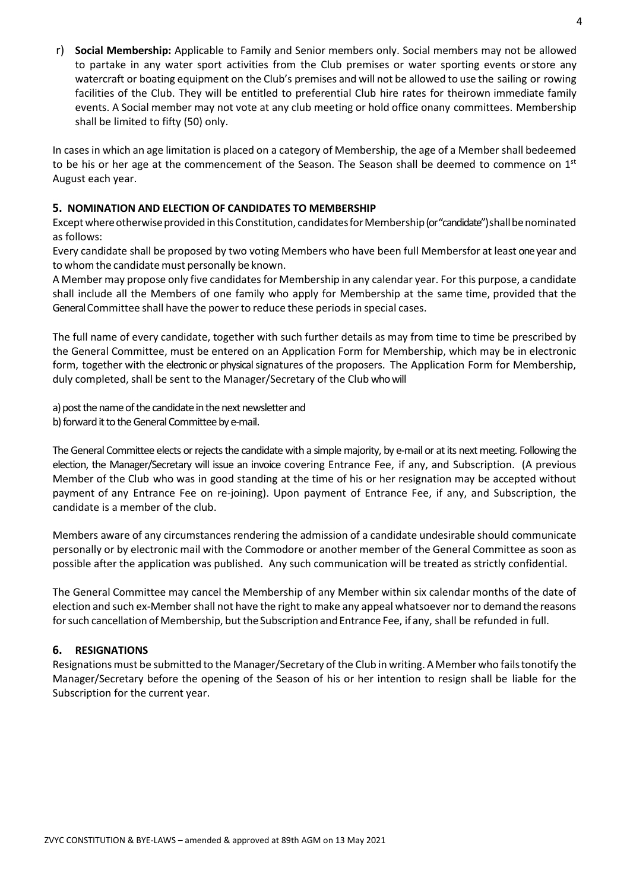r) **Social Membership:** Applicable to Family and Senior members only. Social members may not be allowed to partake in any water sport activities from the Club premises or water sporting events or store any watercraft or boating equipment on the Club's premises and will not be allowed to use the sailing or rowing facilities of the Club. They will be entitled to preferential Club hire rates for theirown immediate family events. A Social member may not vote at any club meeting or hold office onany committees. Membership shall be limited to fifty (50) only.

In cases in which an age limitation is placed on a category of Membership, the age of a Member shall bedeemed to be his or her age at the commencement of the Season. The Season shall be deemed to commence on 1st August each year.

## 5. NOMINATION AND ELECTION OF CANDIDATES TO MEMBERSHIP

Except where otherwise provided in this Constitution, candidates for Membership (or "candidate") shall be nominated as follows:

Every candidate shall be proposed by two voting Members who have been full Membersfor at least one year and to whom the candidate must personally be known.

A Member may propose only five candidates for Membership in any calendar year. For this purpose, a candidate shall include all the Members of one family who apply for Membership at the same time, provided that the General Committee shall have the power to reduce these periods in special cases.

The full name of every candidate, together with such further details as may from time to time be prescribed by the General Committee, must be entered on an Application Form for Membership, which may be in electronic form, together with the electronic or physical signatures of the proposers. The Application Form for Membership, duly completed, shall be sent to the Manager/Secretary of the Club who will

a) post the name of the candidate in the next newsletter and
b) forward it to the General Committee by e-mail.

The General Committee elects or rejects the candidate with a simple majority, by e-mail or at its next meeting. Following the election, the Manager/Secretary will issue an invoice covering Entrance Fee, if any, and Subscription. (A previous Member of the Club who was in good standing at the time of his or her resignation may be accepted without payment of any Entrance Fee on re-joining). Upon payment of Entrance Fee, if any, and Subscription, the candidate is a member of the club.

Members aware of any circumstances rendering the admission of a candidate undesirable should communicate personally or by electronic mail with the Commodore or another member of the General Committee as soon as possible after the application was published. Any such communication will be treated as strictly confidential.

The General Committee may cancel the Membership of any Member within six calendar months of the date of election and such ex-Member shall not have the right to make any appeal whatsoever nor to demand the reasons for such cancellation of Membership, but the Subscription and Entrance Fee, if any, shall be refunded in full.

## 6. RESIGNATIONS

Resignations must be submitted to the Manager/Secretary of the Club in writing. A Member who fails tonotify the Manager/Secretary before the opening of the Season of his or her intention to resign shall be liable for the Subscription for the current year.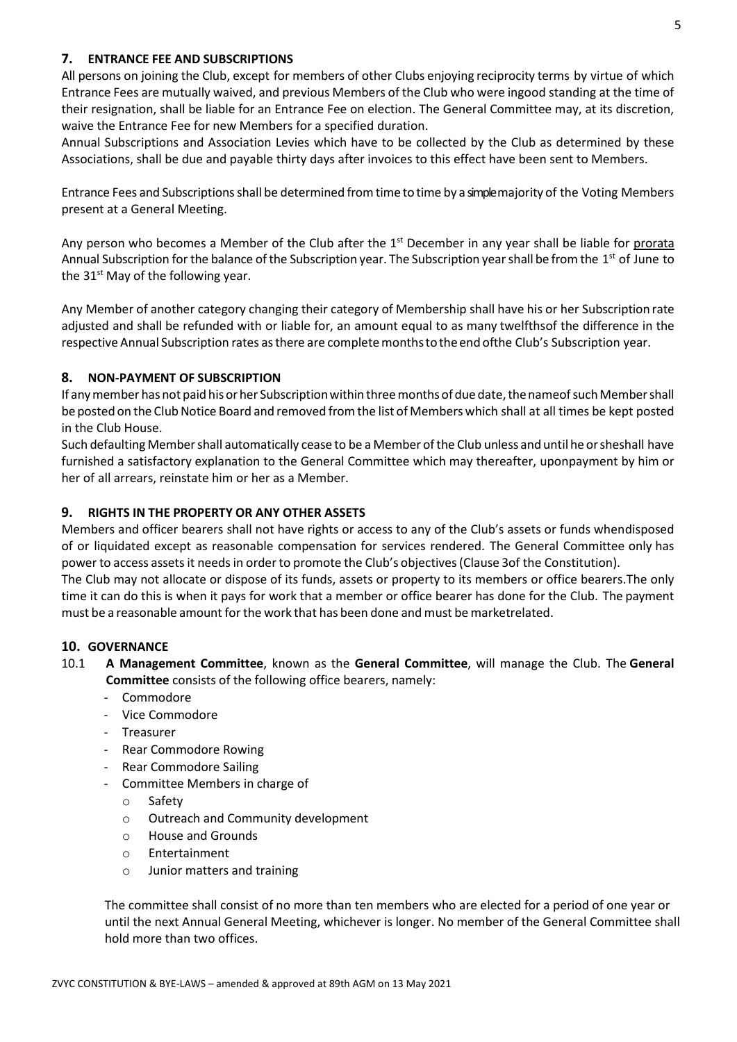## 7. ENTRANCE FEE AND SUBSCRIPTIONS

All persons on joining the Club, except for members of other Clubs enjoying reciprocity terms by virtue of which Entrance Fees are mutually waived, and previous Members of the Club who were ingood standing at the time of their resignation, shall be liable for an Entrance Fee on election. The General Committee may, at its discretion, waive the Entrance Fee for new Members for a specified duration.

Annual Subscriptions and Association Levies which have to be collected by the Club as determined by these Associations, shall be due and payable thirty days after invoices to this effect have been sent to Members.

Entrance Fees and Subscriptions shall be determined from time to time by a simplemajority of the Voting Members present at a General Meeting.

Any person who becomes a Member of the Club after the 1st December in any year shall be liable for prorata Annual Subscription for the balance of the Subscription year. The Subscription year shall be from the 1st of June to the 31st May of the following year.

Any Member of another category changing their category of Membership shall have his or her Subscription rate adjusted and shall be refunded with or liable for, an amount equal to as many twelfthsof the difference in the respective Annual Subscription rates as there are complete months to the end ofthe Club's Subscription year.

## 8. NON-PAYMENT OF SUBSCRIPTION

If any member has not paid his or her Subscription within three months of due date, the nameof such Member shall be posted on the Club Notice Board and removed from the list of Members which shall at all times be kept posted in the Club House.

Such defaulting Member shall automatically cease to be a Member of the Club unless and until he or sheshall have furnished a satisfactory explanation to the General Committee which may thereafter, uponpayment by him or her of all arrears, reinstate him or her as a Member.

## 9. RIGHTS IN THE PROPERTY OR ANY OTHER ASSETS

Members and officer bearers shall not have rights or access to any of the Club's assets or funds whendisposed of or liquidated except as reasonable compensation for services rendered. The General Committee only has power to access assets it needs in order to promote the Club's objectives (Clause 3of the Constitution).

The Club may not allocate or dispose of its funds, assets or property to its members or office bearers.The only time it can do this is when it pays for work that a member or office bearer has done for the Club. The payment must be a reasonable amount for the work that has been done and must be marketrelated.

## 10. GOVERNANCE

10.1 **A Management Committee**, known as the **General Committee**, will manage the Club. The **General Committee** consists of the following office bearers, namely:

- Commodore
- Vice Commodore
- Treasurer
- Rear Commodore Rowing
- Rear Commodore Sailing
- Committee Members in charge of
  - Safety
  - Outreach and Community development
  - House and Grounds
  - Entertainment
  - Junior matters and training

The committee shall consist of no more than ten members who are elected for a period of one year or until the next Annual General Meeting, whichever is longer. No member of the General Committee shall hold more than two offices.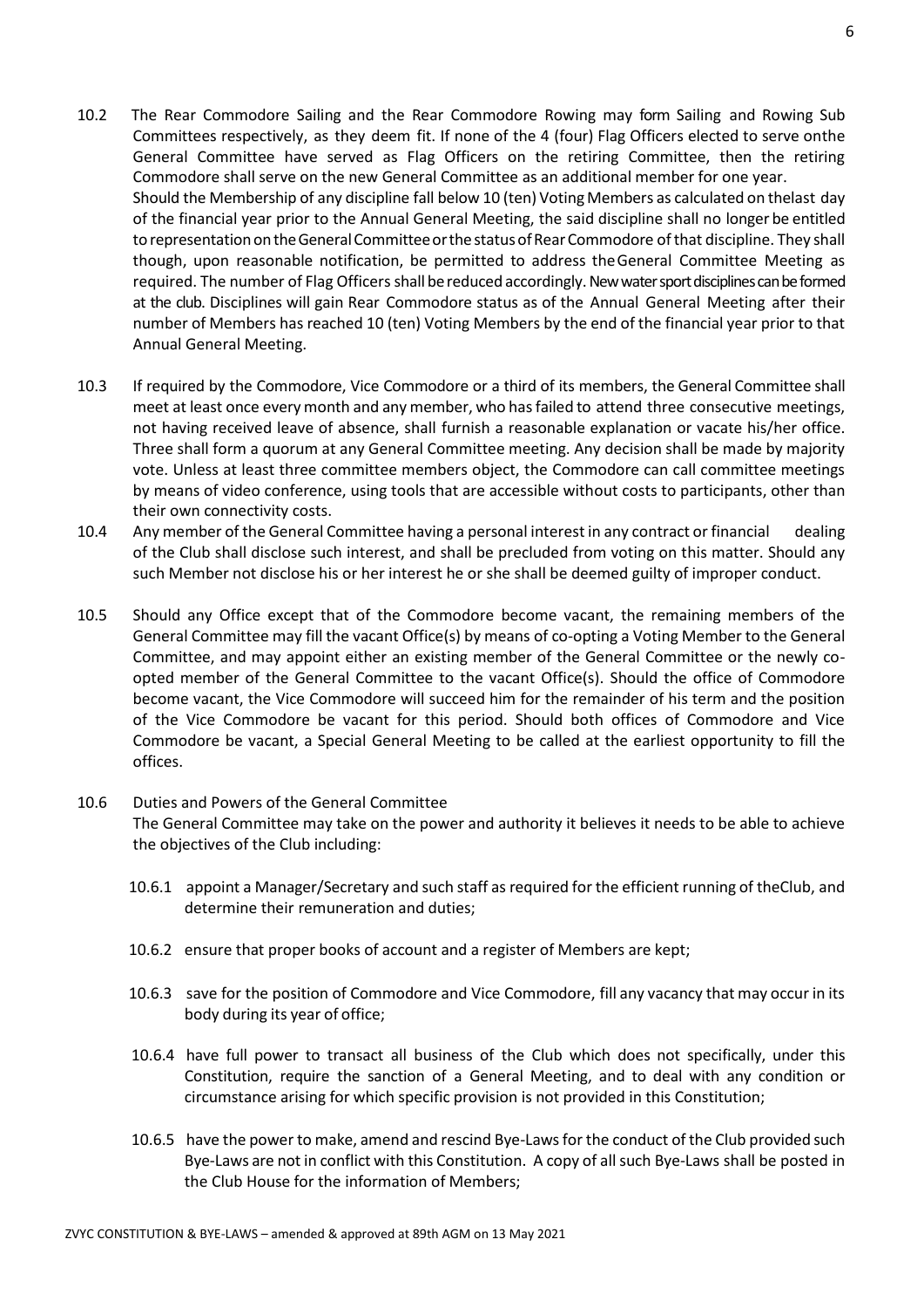10.2 The Rear Commodore Sailing and the Rear Commodore Rowing may form Sailing and Rowing Sub Committees respectively, as they deem fit. If none of the 4 (four) Flag Officers elected to serve onthe General Committee have served as Flag Officers on the retiring Committee, then the retiring Commodore shall serve on the new General Committee as an additional member for one year.
Should the Membership of any discipline fall below 10 (ten) Voting Members as calculated on thelast day of the financial year prior to the Annual General Meeting, the said discipline shall no longer be entitled to representation on the General Committee or the status of Rear Commodore of that discipline. They shall though, upon reasonable notification, be permitted to address theGeneral Committee Meeting as required. The number of Flag Officers shall be reduced accordingly. New water sport disciplines can be formed at the club. Disciplines will gain Rear Commodore status as of the Annual General Meeting after their number of Members has reached 10 (ten) Voting Members by the end of the financial year prior to that Annual General Meeting.

10.3 If required by the Commodore, Vice Commodore or a third of its members, the General Committee shall meet at least once every month and any member, who has failed to attend three consecutive meetings, not having received leave of absence, shall furnish a reasonable explanation or vacate his/her office. Three shall form a quorum at any General Committee meeting. Any decision shall be made by majority vote. Unless at least three committee members object, the Commodore can call committee meetings by means of video conference, using tools that are accessible without costs to participants, other than their own connectivity costs.

10.4 Any member of the General Committee having a personal interest in any contract or financial dealing of the Club shall disclose such interest, and shall be precluded from voting on this matter. Should any such Member not disclose his or her interest he or she shall be deemed guilty of improper conduct.

10.5 Should any Office except that of the Commodore become vacant, the remaining members of the General Committee may fill the vacant Office(s) by means of co-opting a Voting Member to the General Committee, and may appoint either an existing member of the General Committee or the newly co-opted member of the General Committee to the vacant Office(s). Should the office of Commodore become vacant, the Vice Commodore will succeed him for the remainder of his term and the position of the Vice Commodore be vacant for this period. Should both offices of Commodore and Vice Commodore be vacant, a Special General Meeting to be called at the earliest opportunity to fill the offices.

10.6 Duties and Powers of the General Committee
The General Committee may take on the power and authority it believes it needs to be able to achieve the objectives of the Club including:

10.6.1 appoint a Manager/Secretary and such staff as required for the efficient running of theClub, and determine their remuneration and duties;

10.6.2 ensure that proper books of account and a register of Members are kept;

10.6.3 save for the position of Commodore and Vice Commodore, fill any vacancy that may occur in its body during its year of office;

10.6.4 have full power to transact all business of the Club which does not specifically, under this Constitution, require the sanction of a General Meeting, and to deal with any condition or circumstance arising for which specific provision is not provided in this Constitution;

10.6.5 have the power to make, amend and rescind Bye-Laws for the conduct of the Club provided such Bye-Laws are not in conflict with this Constitution. A copy of all such Bye-Laws shall be posted in the Club House for the information of Members;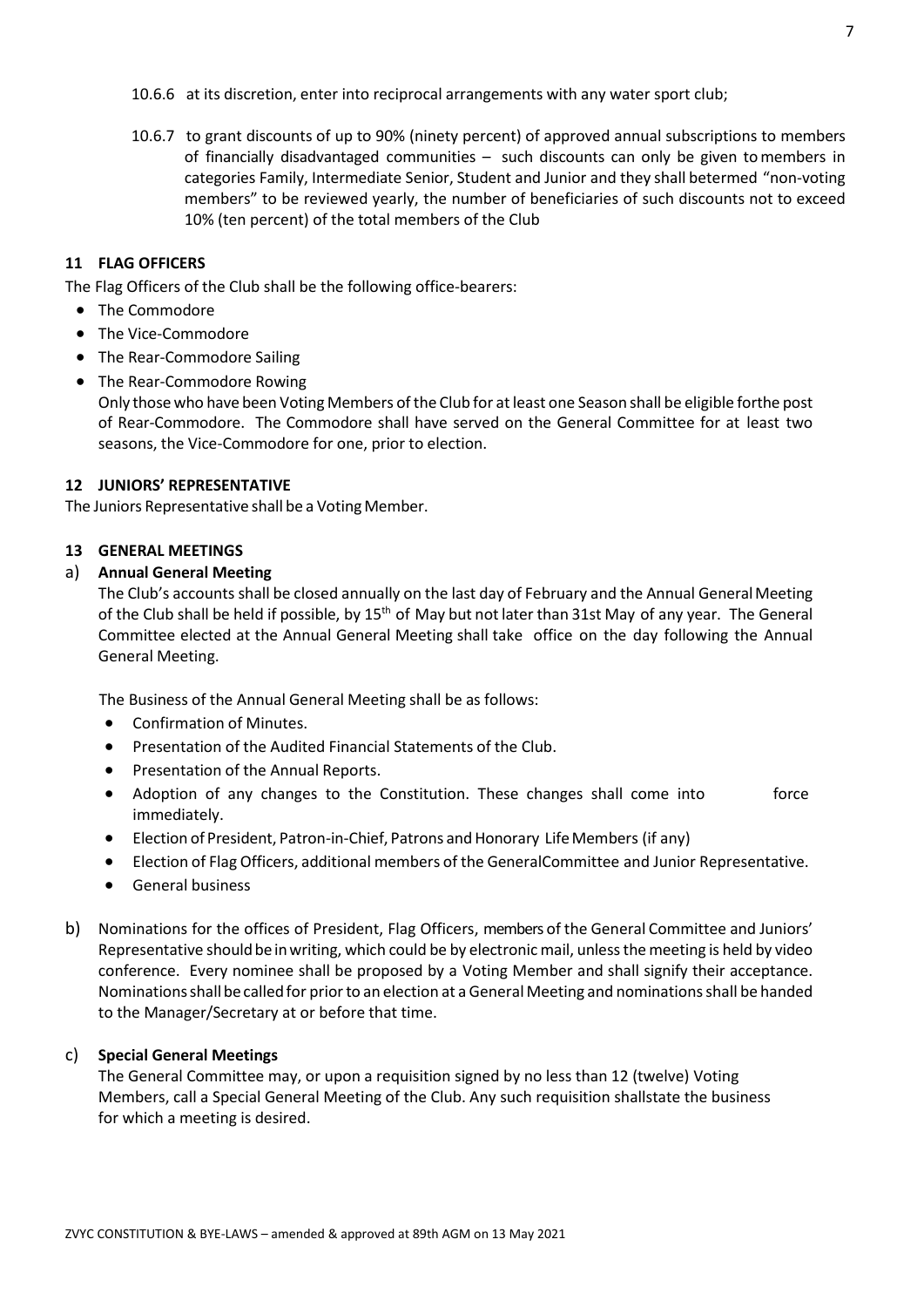10.6.6 at its discretion, enter into reciprocal arrangements with any water sport club;

10.6.7 to grant discounts of up to 90% (ninety percent) of approved annual subscriptions to members of financially disadvantaged communities – such discounts can only be given to members in categories Family, Intermediate Senior, Student and Junior and they shall betermed "non-voting members" to be reviewed yearly, the number of beneficiaries of such discounts not to exceed 10% (ten percent) of the total members of the Club

## 11 FLAG OFFICERS

The Flag Officers of the Club shall be the following office-bearers:

- The Commodore
- The Vice-Commodore
- The Rear-Commodore Sailing
- The Rear-Commodore Rowing

  Only those who have been Voting Members of the Club for at least one Season shall be eligible forthe post of Rear-Commodore. The Commodore shall have served on the General Committee for at least two seasons, the Vice-Commodore for one, prior to election.

## 12 JUNIORS' REPRESENTATIVE

The Juniors Representative shall be a Voting Member.

## 13 GENERAL MEETINGS

a) **Annual General Meeting**

The Club's accounts shall be closed annually on the last day of February and the Annual General Meeting of the Club shall be held if possible, by 15th of May but not later than 31st May of any year. The General Committee elected at the Annual General Meeting shall take office on the day following the Annual General Meeting.

The Business of the Annual General Meeting shall be as follows:

- Confirmation of Minutes.
- Presentation of the Audited Financial Statements of the Club.
- Presentation of the Annual Reports.
- Adoption of any changes to the Constitution. These changes shall come into force immediately.
- Election of President, Patron-in-Chief, Patrons and Honorary Life Members (if any)
- Election of Flag Officers, additional members of the GeneralCommittee and Junior Representative.
- General business

b) Nominations for the offices of President, Flag Officers, members of the General Committee and Juniors' Representative should be in writing, which could be by electronic mail, unless the meeting is held by video conference. Every nominee shall be proposed by a Voting Member and shall signify their acceptance. Nominations shall be called for prior to an election at a General Meeting and nominations shall be handed to the Manager/Secretary at or before that time.

c) **Special General Meetings**

The General Committee may, or upon a requisition signed by no less than 12 (twelve) Voting Members, call a Special General Meeting of the Club. Any such requisition shallstate the business for which a meeting is desired.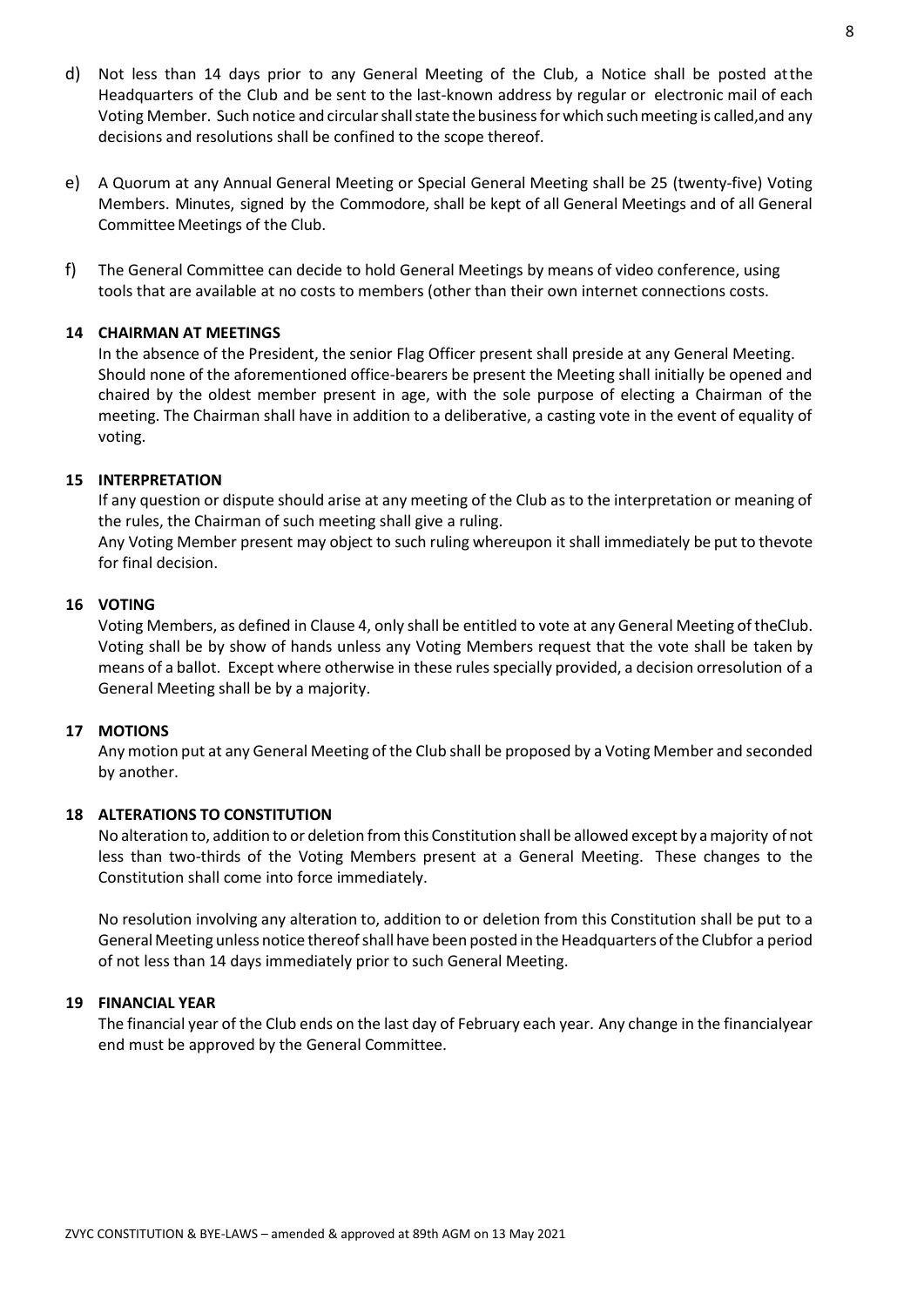d) Not less than 14 days prior to any General Meeting of the Club, a Notice shall be posted at the Headquarters of the Club and be sent to the last-known address by regular or electronic mail of each Voting Member. Such notice and circular shall state the business for which such meeting is called, and any decisions and resolutions shall be confined to the scope thereof.

e) A Quorum at any Annual General Meeting or Special General Meeting shall be 25 (twenty-five) Voting Members. Minutes, signed by the Commodore, shall be kept of all General Meetings and of all General Committee Meetings of the Club.

f) The General Committee can decide to hold General Meetings by means of video conference, using tools that are available at no costs to members (other than their own internet connections costs.

### 14 CHAIRMAN AT MEETINGS

In the absence of the President, the senior Flag Officer present shall preside at any General Meeting. Should none of the aforementioned office-bearers be present the Meeting shall initially be opened and chaired by the oldest member present in age, with the sole purpose of electing a Chairman of the meeting. The Chairman shall have in addition to a deliberative, a casting vote in the event of equality of voting.

### 15 INTERPRETATION

If any question or dispute should arise at any meeting of the Club as to the interpretation or meaning of the rules, the Chairman of such meeting shall give a ruling.

Any Voting Member present may object to such ruling whereupon it shall immediately be put to the vote for final decision.

### 16 VOTING

Voting Members, as defined in Clause 4, only shall be entitled to vote at any General Meeting of the Club. Voting shall be by show of hands unless any Voting Members request that the vote shall be taken by means of a ballot. Except where otherwise in these rules specially provided, a decision or resolution of a General Meeting shall be by a majority.

### 17 MOTIONS

Any motion put at any General Meeting of the Club shall be proposed by a Voting Member and seconded by another.

### 18 ALTERATIONS TO CONSTITUTION

No alteration to, addition to or deletion from this Constitution shall be allowed except by a majority of not less than two-thirds of the Voting Members present at a General Meeting. These changes to the Constitution shall come into force immediately.

No resolution involving any alteration to, addition to or deletion from this Constitution shall be put to a General Meeting unless notice thereof shall have been posted in the Headquarters of the Club for a period of not less than 14 days immediately prior to such General Meeting.

### 19 FINANCIAL YEAR

The financial year of the Club ends on the last day of February each year. Any change in the financial year end must be approved by the General Committee.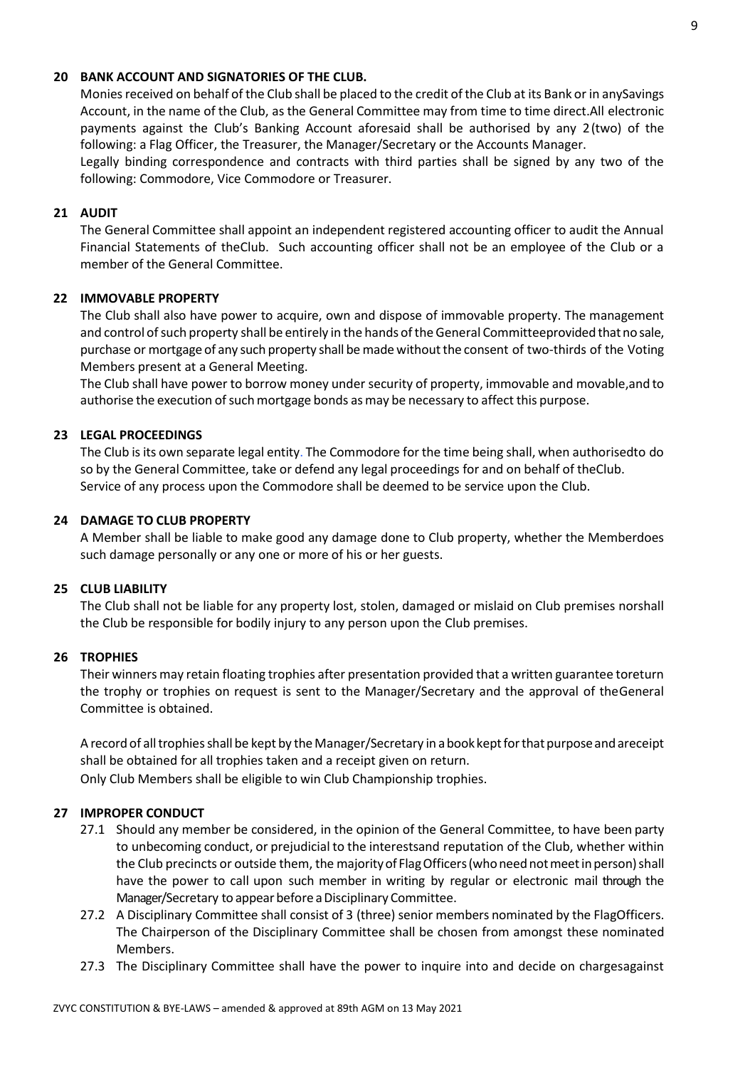## 20 BANK ACCOUNT AND SIGNATORIES OF THE CLUB.

Monies received on behalf of the Club shall be placed to the credit of the Club at its Bank or in anySavings Account, in the name of the Club, as the General Committee may from time to time direct.All electronic payments against the Club's Banking Account aforesaid shall be authorised by any 2(two) of the following: a Flag Officer, the Treasurer, the Manager/Secretary or the Accounts Manager.

Legally binding correspondence and contracts with third parties shall be signed by any two of the following: Commodore, Vice Commodore or Treasurer.

## 21 AUDIT

The General Committee shall appoint an independent registered accounting officer to audit the Annual Financial Statements of theClub. Such accounting officer shall not be an employee of the Club or a member of the General Committee.

## 22 IMMOVABLE PROPERTY

The Club shall also have power to acquire, own and dispose of immovable property. The management and control of such property shall be entirely in the hands of the General Committeeprovided that no sale, purchase or mortgage of any such property shall be made without the consent of two-thirds of the Voting Members present at a General Meeting.

The Club shall have power to borrow money under security of property, immovable and movable,and to authorise the execution of such mortgage bonds as may be necessary to affect this purpose.

## 23 LEGAL PROCEEDINGS

The Club is its own separate legal entity. The Commodore for the time being shall, when authorisedto do so by the General Committee, take or defend any legal proceedings for and on behalf of theClub. Service of any process upon the Commodore shall be deemed to be service upon the Club.

## 24 DAMAGE TO CLUB PROPERTY

A Member shall be liable to make good any damage done to Club property, whether the Memberdoes such damage personally or any one or more of his or her guests.

## 25 CLUB LIABILITY

The Club shall not be liable for any property lost, stolen, damaged or mislaid on Club premises norshall the Club be responsible for bodily injury to any person upon the Club premises.

## 26 TROPHIES

Their winners may retain floating trophies after presentation provided that a written guarantee toreturn the trophy or trophies on request is sent to the Manager/Secretary and the approval of theGeneral Committee is obtained.

A record of all trophies shall be kept by the Manager/Secretary in a book kept for that purpose andareceipt shall be obtained for all trophies taken and a receipt given on return.

Only Club Members shall be eligible to win Club Championship trophies.

## 27 IMPROPER CONDUCT

27.1 Should any member be considered, in the opinion of the General Committee, to have been party to unbecoming conduct, or prejudicial to the interestsand reputation of the Club, whether within the Club precincts or outside them, the majority of Flag Officers (who need not meet in person) shall have the power to call upon such member in writing by regular or electronic mail through the Manager/Secretary to appear before a Disciplinary Committee.

27.2 A Disciplinary Committee shall consist of 3 (three) senior members nominated by the FlagOfficers. The Chairperson of the Disciplinary Committee shall be chosen from amongst these nominated Members.

27.3 The Disciplinary Committee shall have the power to inquire into and decide on chargesagainst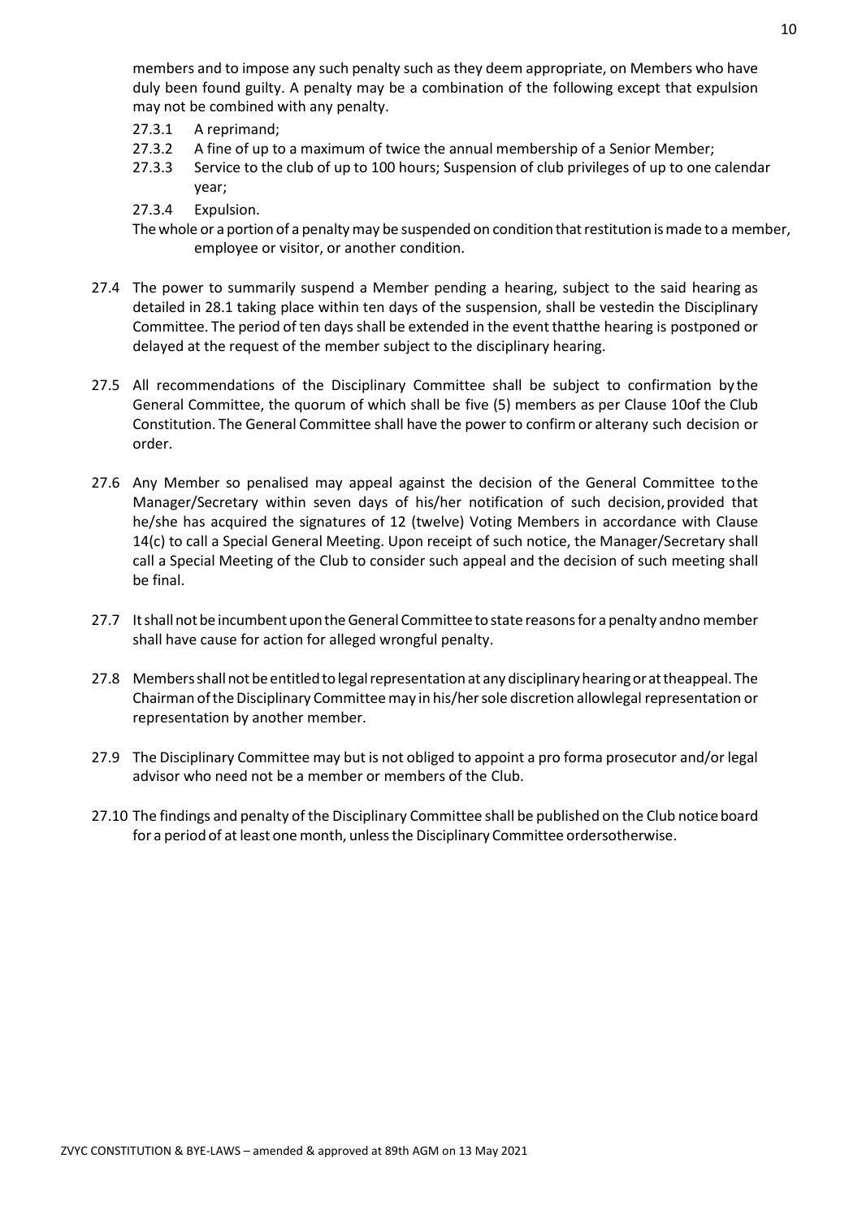members and to impose any such penalty such as they deem appropriate, on Members who have duly been found guilty. A penalty may be a combination of the following except that expulsion may not be combined with any penalty.

27.3.1 A reprimand;

27.3.2 A fine of up to a maximum of twice the annual membership of a Senior Member;

27.3.3 Service to the club of up to 100 hours; Suspension of club privileges of up to one calendar year;

27.3.4 Expulsion.

The whole or a portion of a penalty may be suspended on condition that restitution is made to a member, employee or visitor, or another condition.

27.4 The power to summarily suspend a Member pending a hearing, subject to the said hearing as detailed in 28.1 taking place within ten days of the suspension, shall be vestedin the Disciplinary Committee. The period of ten days shall be extended in the event thatthe hearing is postponed or delayed at the request of the member subject to the disciplinary hearing.

27.5 All recommendations of the Disciplinary Committee shall be subject to confirmation by the General Committee, the quorum of which shall be five (5) members as per Clause 10of the Club Constitution. The General Committee shall have the power to confirm or alterany such decision or order.

27.6 Any Member so penalised may appeal against the decision of the General Committee tothe Manager/Secretary within seven days of his/her notification of such decision, provided that he/she has acquired the signatures of 12 (twelve) Voting Members in accordance with Clause 14(c) to call a Special General Meeting. Upon receipt of such notice, the Manager/Secretary shall call a Special Meeting of the Club to consider such appeal and the decision of such meeting shall be final.

27.7 It shall not be incumbent upon the General Committee to state reasons for a penalty andno member shall have cause for action for alleged wrongful penalty.

27.8 Members shall not be entitled to legal representation at any disciplinary hearing or at theappeal. The Chairman of the Disciplinary Committee may in his/her sole discretion allowlegal representation or representation by another member.

27.9 The Disciplinary Committee may but is not obliged to appoint a pro forma prosecutor and/or legal advisor who need not be a member or members of the Club.

27.10 The findings and penalty of the Disciplinary Committee shall be published on the Club notice board for a period of at least one month, unless the Disciplinary Committee ordersotherwise.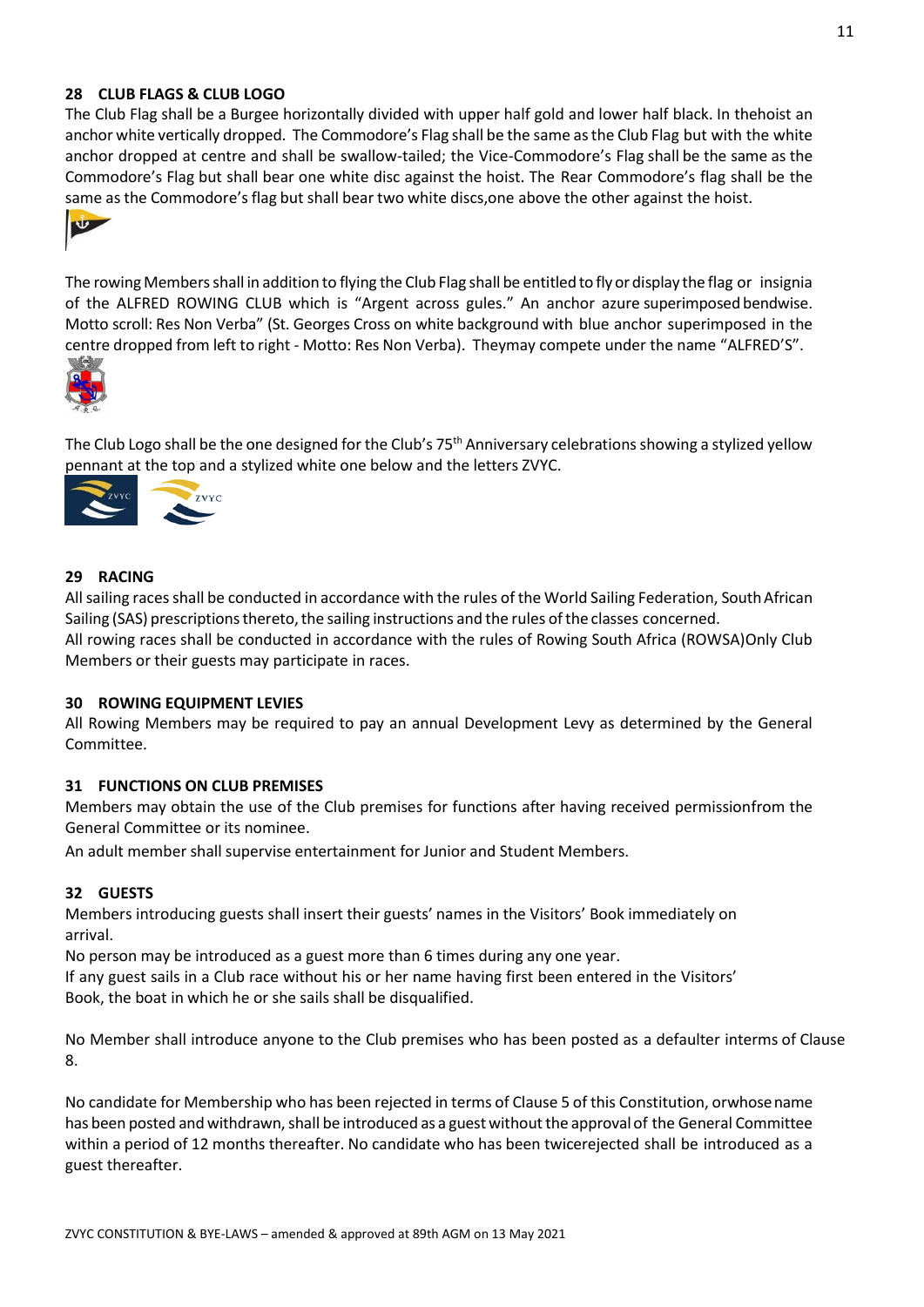## 28 CLUB FLAGS & CLUB LOGO

The Club Flag shall be a Burgee horizontally divided with upper half gold and lower half black. In thehoist an anchor white vertically dropped. The Commodore's Flag shall be the same as the Club Flag but with the white anchor dropped at centre and shall be swallow-tailed; the Vice-Commodore's Flag shall be the same as the Commodore's Flag but shall bear one white disc against the hoist. The Rear Commodore's flag shall be the same as the Commodore's flag but shall bear two white discs,one above the other against the hoist.

The rowing Members shall in addition to flying the Club Flag shall be entitled to fly or display the flag or insignia of the ALFRED ROWING CLUB which is "Argent across gules." An anchor azure superimposed bendwise. Motto scroll: Res Non Verba" (St. Georges Cross on white background with blue anchor superimposed in the centre dropped from left to right - Motto: Res Non Verba). Theymay compete under the name "ALFRED'S".

The Club Logo shall be the one designed for the Club's 75th Anniversary celebrations showing a stylized yellow pennant at the top and a stylized white one below and the letters ZVYC.

## 29 RACING

All sailing races shall be conducted in accordance with the rules of the World Sailing Federation, South African Sailing (SAS) prescriptions thereto, the sailing instructions and the rules of the classes concerned.
All rowing races shall be conducted in accordance with the rules of Rowing South Africa (ROWSA)Only Club Members or their guests may participate in races.

## 30 ROWING EQUIPMENT LEVIES

All Rowing Members may be required to pay an annual Development Levy as determined by the General Committee.

## 31 FUNCTIONS ON CLUB PREMISES

Members may obtain the use of the Club premises for functions after having received permissionfrom the General Committee or its nominee.

An adult member shall supervise entertainment for Junior and Student Members.

## 32 GUESTS

Members introducing guests shall insert their guests' names in the Visitors' Book immediately on arrival.
No person may be introduced as a guest more than 6 times during any one year.
If any guest sails in a Club race without his or her name having first been entered in the Visitors' Book, the boat in which he or she sails shall be disqualified.

No Member shall introduce anyone to the Club premises who has been posted as a defaulter interms of Clause 8.

No candidate for Membership who has been rejected in terms of Clause 5 of this Constitution, orwhose name has been posted and withdrawn, shall be introduced as a guest without the approval of the General Committee within a period of 12 months thereafter. No candidate who has been twicerejected shall be introduced as a guest thereafter.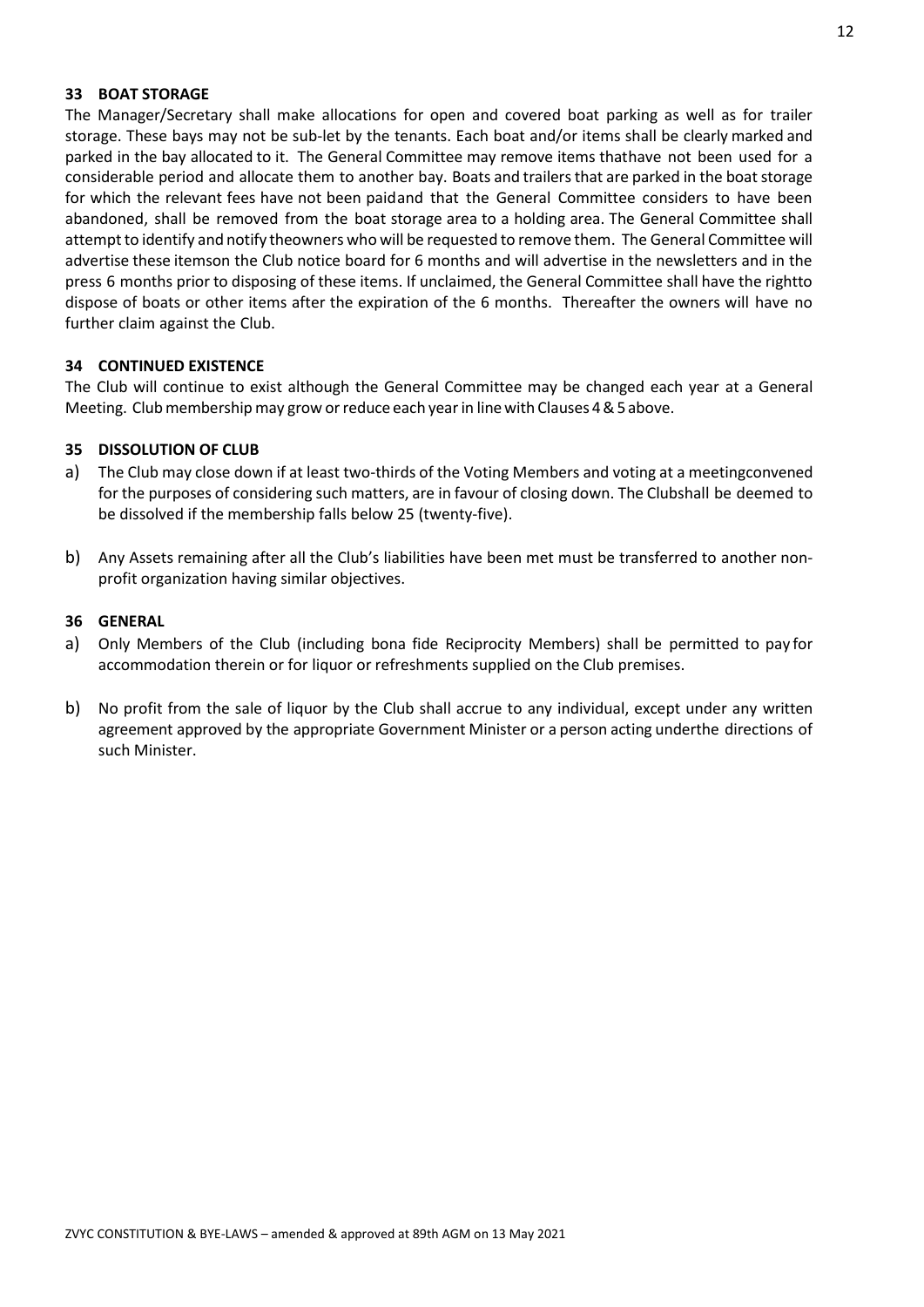### 33 BOAT STORAGE

The Manager/Secretary shall make allocations for open and covered boat parking as well as for trailer storage. These bays may not be sub-let by the tenants. Each boat and/or items shall be clearly marked and parked in the bay allocated to it. The General Committee may remove items thathave not been used for a considerable period and allocate them to another bay. Boats and trailers that are parked in the boat storage for which the relevant fees have not been paidand that the General Committee considers to have been abandoned, shall be removed from the boat storage area to a holding area. The General Committee shall attempt to identify and notify theowners who will be requested to remove them. The General Committee will advertise these itemson the Club notice board for 6 months and will advertise in the newsletters and in the press 6 months prior to disposing of these items. If unclaimed, the General Committee shall have the rightto dispose of boats or other items after the expiration of the 6 months. Thereafter the owners will have no further claim against the Club.

### 34 CONTINUED EXISTENCE

The Club will continue to exist although the General Committee may be changed each year at a General Meeting. Club membership may grow or reduce each year in line with Clauses 4 & 5 above.

### 35 DISSOLUTION OF CLUB

a) The Club may close down if at least two-thirds of the Voting Members and voting at a meetingconvened for the purposes of considering such matters, are in favour of closing down. The Clubshall be deemed to be dissolved if the membership falls below 25 (twenty-five).

b) Any Assets remaining after all the Club's liabilities have been met must be transferred to another non-profit organization having similar objectives.

### 36 GENERAL

a) Only Members of the Club (including bona fide Reciprocity Members) shall be permitted to pay for accommodation therein or for liquor or refreshments supplied on the Club premises.

b) No profit from the sale of liquor by the Club shall accrue to any individual, except under any written agreement approved by the appropriate Government Minister or a person acting underthe directions of such Minister.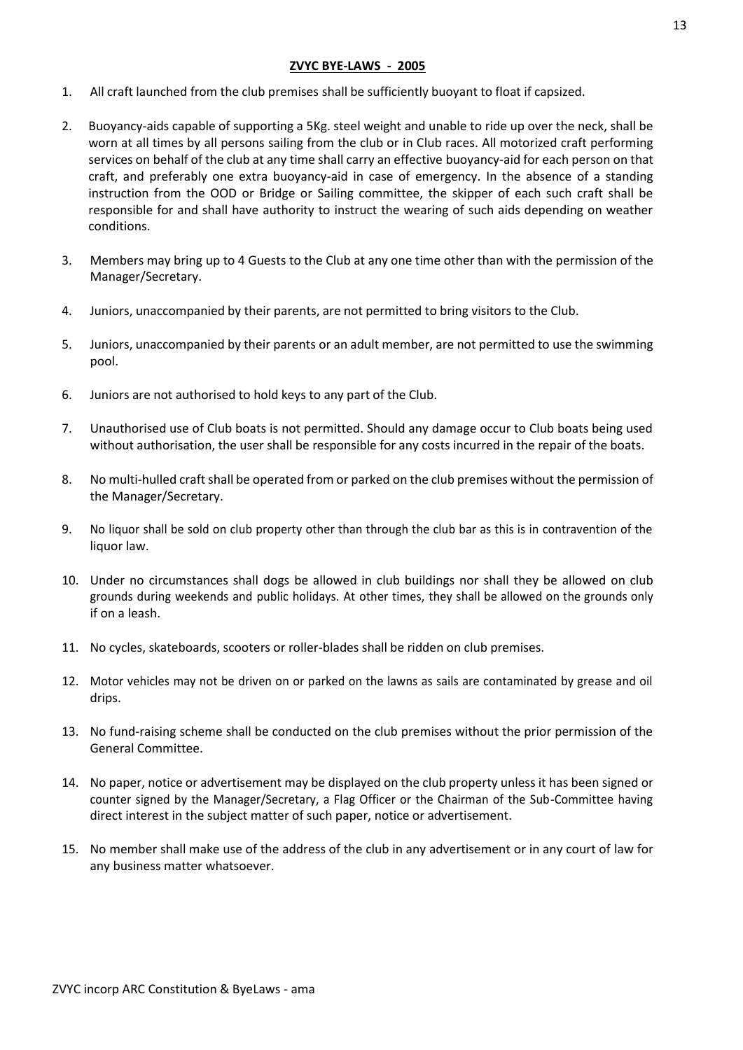## ZVYC BYE-LAWS - 2005

1. All craft launched from the club premises shall be sufficiently buoyant to float if capsized.
2. Buoyancy-aids capable of supporting a 5Kg. steel weight and unable to ride up over the neck, shall be worn at all times by all persons sailing from the club or in Club races. All motorized craft performing services on behalf of the club at any time shall carry an effective buoyancy-aid for each person on that craft, and preferably one extra buoyancy-aid in case of emergency. In the absence of a standing instruction from the OOD or Bridge or Sailing committee, the skipper of each such craft shall be responsible for and shall have authority to instruct the wearing of such aids depending on weather conditions.
3. Members may bring up to 4 Guests to the Club at any one time other than with the permission of the Manager/Secretary.
4. Juniors, unaccompanied by their parents, are not permitted to bring visitors to the Club.
5. Juniors, unaccompanied by their parents or an adult member, are not permitted to use the swimming pool.
6. Juniors are not authorised to hold keys to any part of the Club.
7. Unauthorised use of Club boats is not permitted. Should any damage occur to Club boats being used without authorisation, the user shall be responsible for any costs incurred in the repair of the boats.
8. No multi-hulled craft shall be operated from or parked on the club premises without the permission of the Manager/Secretary.
9. No liquor shall be sold on club property other than through the club bar as this is in contravention of the liquor law.
10. Under no circumstances shall dogs be allowed in club buildings nor shall they be allowed on club grounds during weekends and public holidays. At other times, they shall be allowed on the grounds only if on a leash.
11. No cycles, skateboards, scooters or roller-blades shall be ridden on club premises.
12. Motor vehicles may not be driven on or parked on the lawns as sails are contaminated by grease and oil drips.
13. No fund-raising scheme shall be conducted on the club premises without the prior permission of the General Committee.
14. No paper, notice or advertisement may be displayed on the club property unless it has been signed or counter signed by the Manager/Secretary, a Flag Officer or the Chairman of the Sub-Committee having direct interest in the subject matter of such paper, notice or advertisement.
15. No member shall make use of the address of the club in any advertisement or in any court of law for any business matter whatsoever.